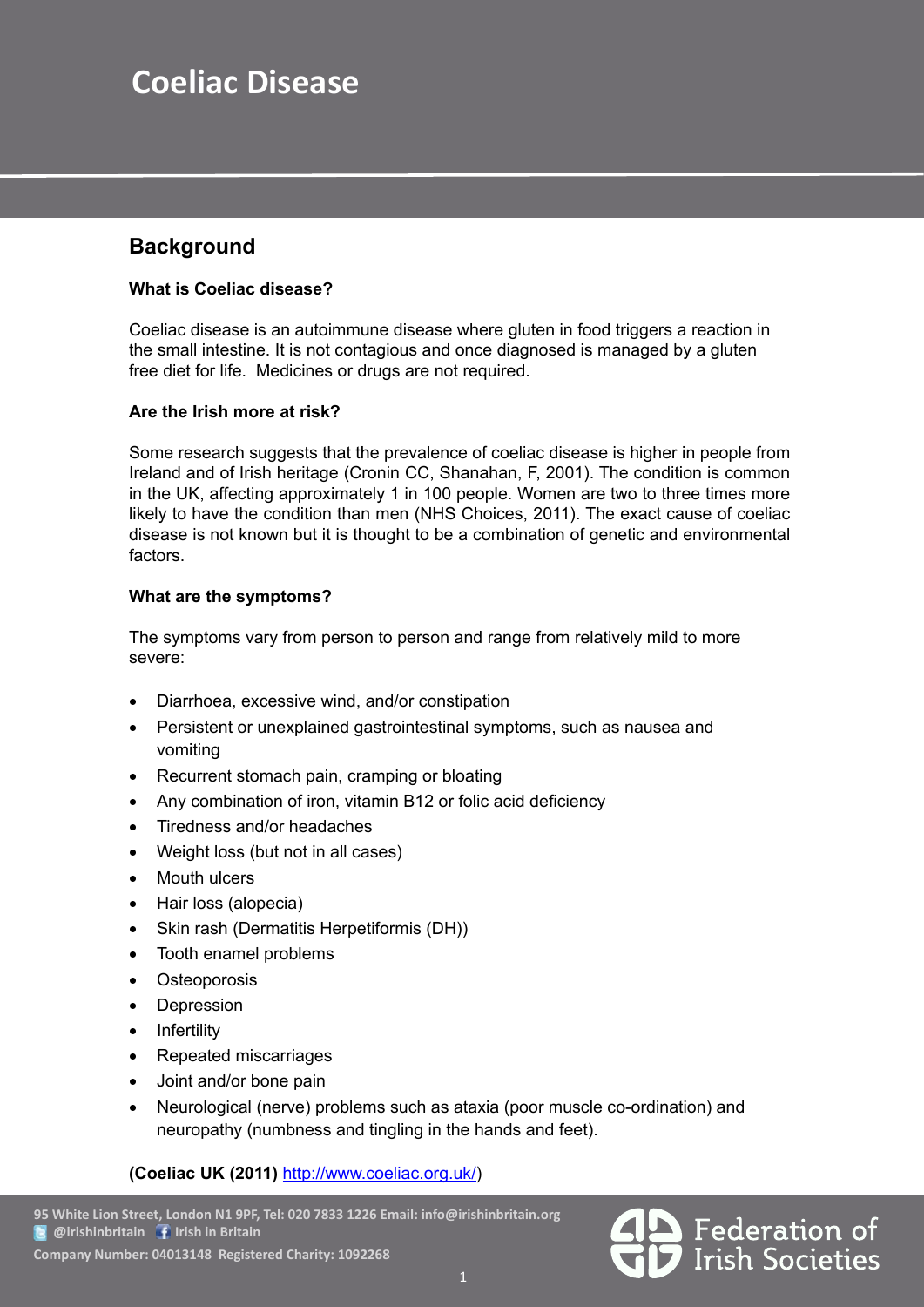# Coeliac Disease

## Background

**What is Coeliac disease?**

Coeliac disease is an autoimmune disease where gluten in food triggers a reaction in the small intestine. It is not contagious and once diagnosed is managed by a gluten free diet for life. Medicines or drugs are not required.

**Are the Irish more at risk?**

Some research suggests that the prevalence of coeliac disease is higher in people from Ireland and of Irish heritage (Cronin CC, Shanahan, F, 2001). The condition is common in the UK, affecting approximately 1 in 100 people. Women are two to three times more likely to have the condition than men (NHS Choices, 2011). The exact cause of coeliac disease is not known but it is thought to be a combination of genetic and environmental factors.

**What are the symptoms?**

The symptoms vary from person to person and range from relatively mild to more severe:

- Diarrhoea, excessive wind, and/or constipation
- Persistent or unexplained gastrointestinal symptoms, such as nausea and vomiting
- Recurrent stomach pain, cramping or bloating
- Any combination of iron, vitamin B12 or folic acid deficiency
- Tiredness and/or headaches
- Weight loss (but not in all cases)
- Mouth ulcers
- Hair loss (alopecia)
- Skin rash (Dermatitis Herpetiformis (DH))
- Tooth enamel problems
- Osteoporosis
- Depression
- Infertility
- Repeated miscarriages
- Joint and/or bone pain
- Neurological (nerve) problems such as ataxia (poor muscle co-ordination) and neuropathy (numbness and tingling in the hands and feet).

**(Coeliac UK (2011)** [http://www.coeliac.org.uk/](http://www.coeliac.org.uk/))

95 White Lion Street, London N1 9PF, Tel: 020 7833 1226 Email: info@irishinbritain.org
@irishinbritain Irish in Britain
Company Number: 04013148 Registered Charity: 1092268

Federation of Irish Societies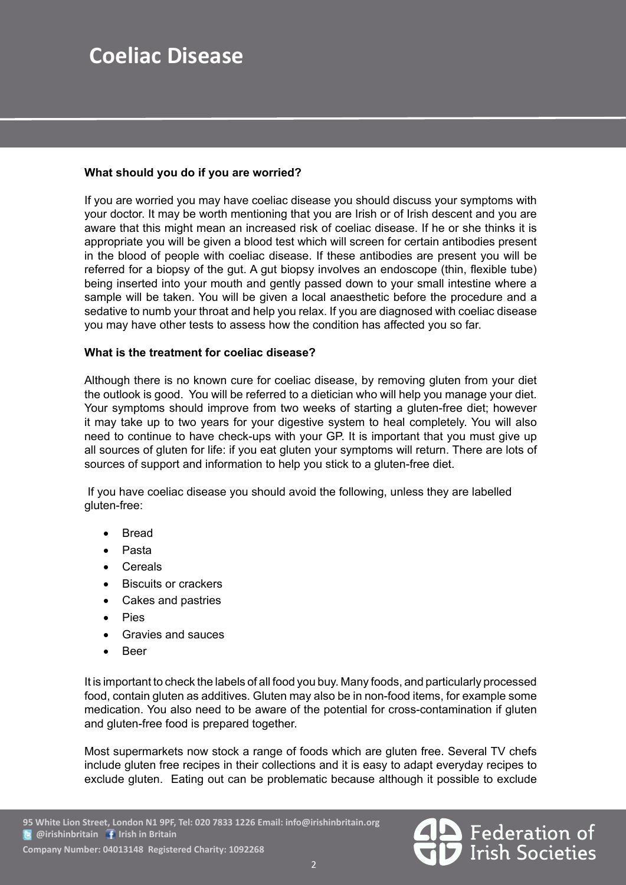**What should you do if you are worried?**

If you are worried you may have coeliac disease you should discuss your symptoms with your doctor. It may be worth mentioning that you are Irish or of Irish descent and you are aware that this might mean an increased risk of coeliac disease. If he or she thinks it is appropriate you will be given a blood test which will screen for certain antibodies present in the blood of people with coeliac disease. If these antibodies are present you will be referred for a biopsy of the gut. A gut biopsy involves an endoscope (thin, flexible tube) being inserted into your mouth and gently passed down to your small intestine where a sample will be taken. You will be given a local anaesthetic before the procedure and a sedative to numb your throat and help you relax. If you are diagnosed with coeliac disease you may have other tests to assess how the condition has affected you so far.

**What is the treatment for coeliac disease?**

Although there is no known cure for coeliac disease, by removing gluten from your diet the outlook is good. You will be referred to a dietician who will help you manage your diet. Your symptoms should improve from two weeks of starting a gluten-free diet; however it may take up to two years for your digestive system to heal completely. You will also need to continue to have check-ups with your GP. It is important that you must give up all sources of gluten for life: if you eat gluten your symptoms will return. There are lots of sources of support and information to help you stick to a gluten-free diet.

If you have coeliac disease you should avoid the following, unless they are labelled gluten-free:

- Bread
- Pasta
- Cereals
- Biscuits or crackers
- Cakes and pastries
- Pies
- Gravies and sauces
- Beer

It is important to check the labels of all food you buy. Many foods, and particularly processed food, contain gluten as additives. Gluten may also be in non-food items, for example some medication. You also need to be aware of the potential for cross-contamination if gluten and gluten-free food is prepared together.

Most supermarkets now stock a range of foods which are gluten free. Several TV chefs include gluten free recipes in their collections and it is easy to adapt everyday recipes to exclude gluten. Eating out can be problematic because although it possible to exclude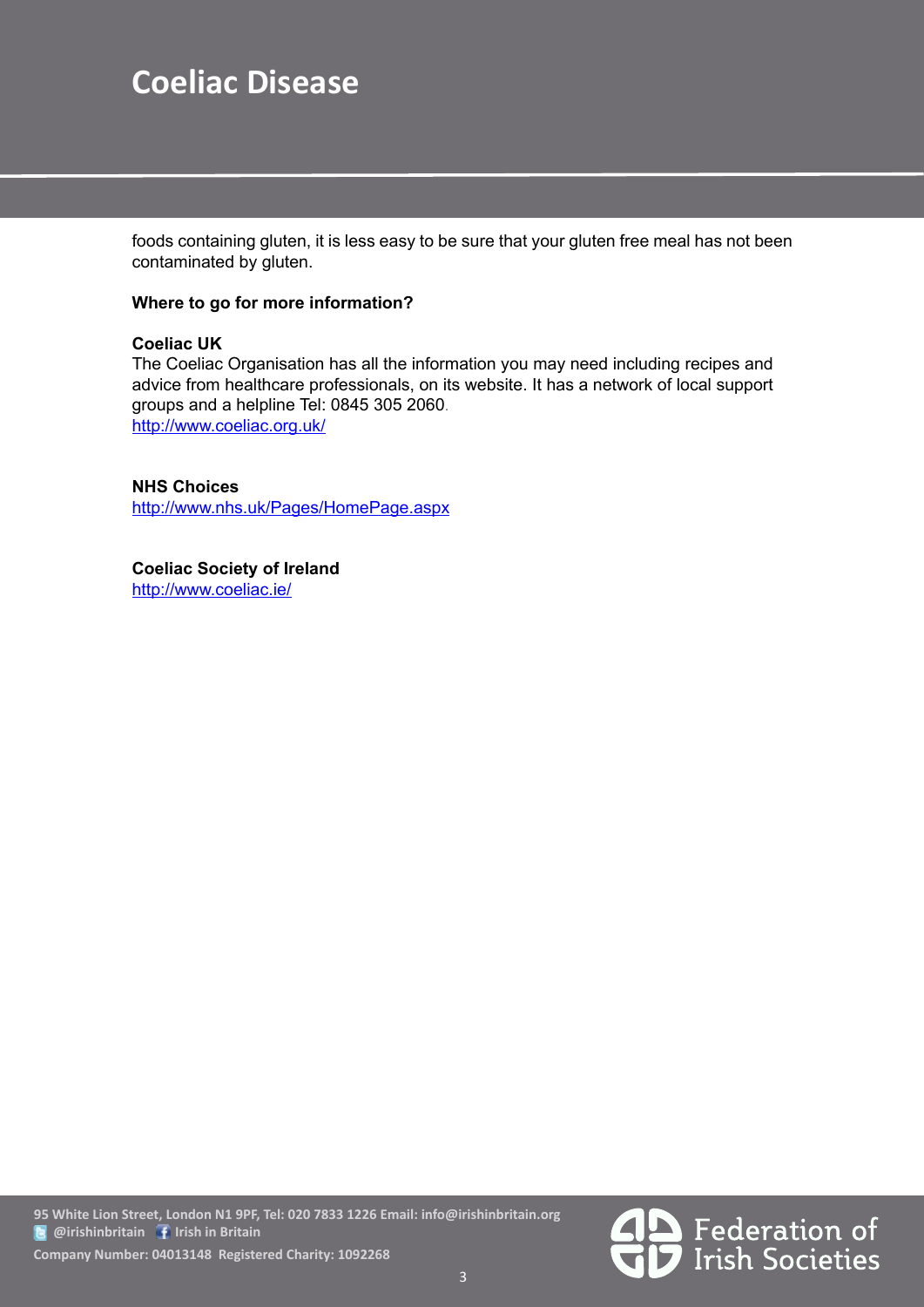foods containing gluten, it is less easy to be sure that your gluten free meal has not been contaminated by gluten.

**Where to go for more information?**

**Coeliac UK**
The Coeliac Organisation has all the information you may need including recipes and advice from healthcare professionals, on its website. It has a network of local support groups and a helpline Tel: 0845 305 2060.
[http://www.coeliac.org.uk/](http://www.coeliac.org.uk/)

**NHS Choices**
[http://www.nhs.uk/Pages/HomePage.aspx](http://www.nhs.uk/Pages/HomePage.aspx)

**Coeliac Society of Ireland**
[http://www.coeliac.ie/](http://www.coeliac.ie/)